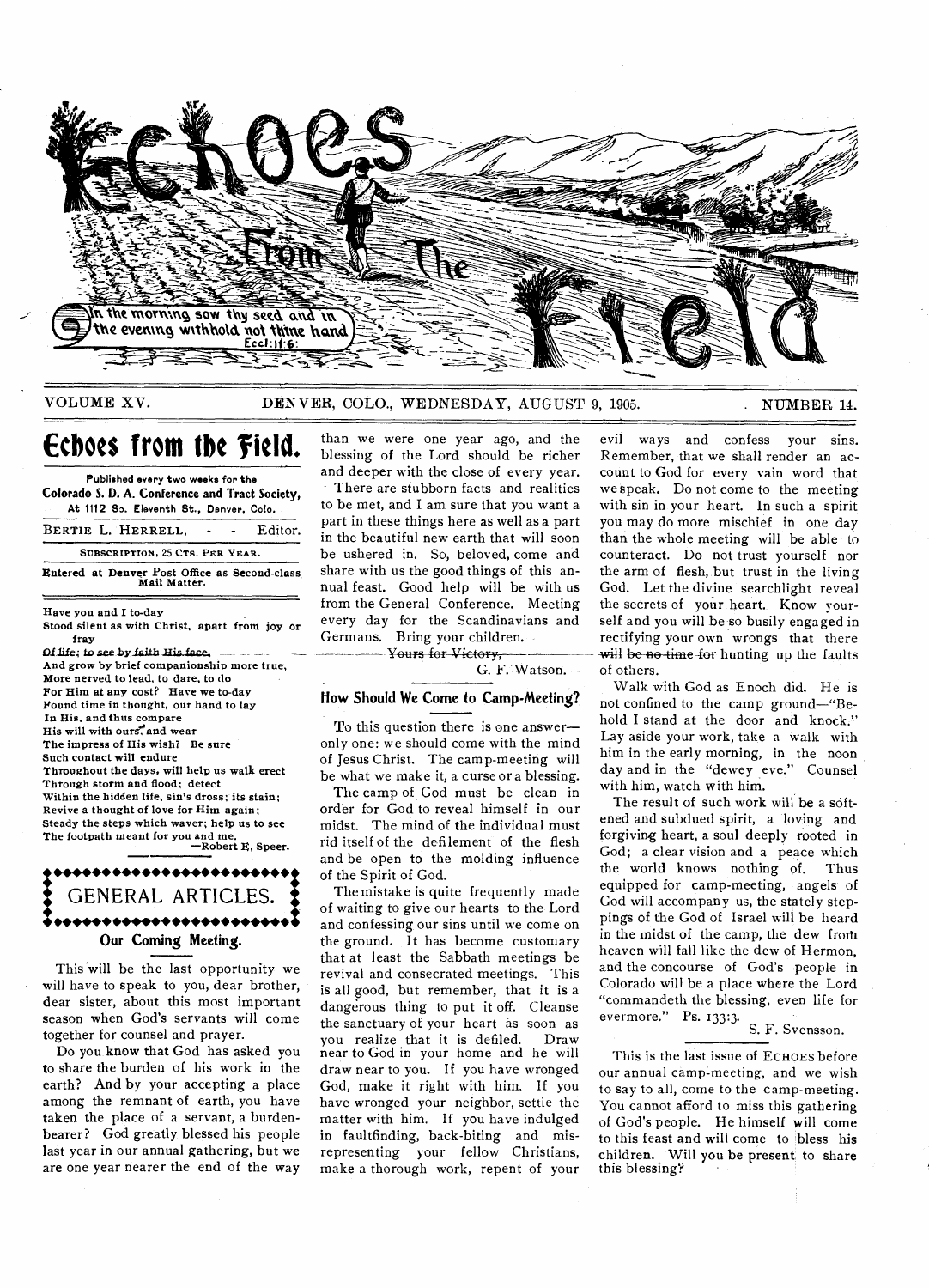# Echoes From The Field

In the morning sow thy seed and in the evening withhold not thine hand. Eccl. 11:6.

VOLUME XV. DENVER, COLO., WEDNESDAY, AUGUST 9, 1905. NUMBER 14.

## Echoes from the Field.

Published every two weeks for the Colorado S. D. A. Conference and Tract Society, At 1112 So. Eleventh St., Denver, Colo.

BERTIE L. HERRELL, - - Editor.

SUBSCRIPTION, 25 CTS. PER YEAR.

Entered at Denver Post Office as Second-class Mail Matter.

Have you and I to-day
Stood silent as with Christ, apart from joy or fray
Of life; to see by faith His face,
And grow by brief companionship more true,
More nerved to lead, to dare, to do
For Him at any cost? Have we to-day
Found time in thought, our hand to lay
In His, and thus compare
His will with ours, and wear
The impress of His wish? Be sure
Such contact will endure
Throughout the days, will help us walk erect
Through storm and flood; detect
Within the hidden life, sin's dross; its stain;
Revive a thought of love for Him again;
Steady the steps which waver; help us to see
The footpath meant for you and me.

—Robert E. Speer.

## GENERAL ARTICLES.

### Our Coming Meeting.

This will be the last opportunity we will have to speak to you, dear brother, dear sister, about this most important season when God's servants will come together for counsel and prayer.

Do you know that God has asked you to share the burden of his work in the earth? And by your accepting a place among the remnant of earth, you have taken the place of a servant, a burden-bearer? God greatly blessed his people last year in our annual gathering, but we are one year nearer the end of the way than we were one year ago, and the blessing of the Lord should be richer and deeper with the close of every year.

There are stubborn facts and realities to be met, and I am sure that you want a part in these things here as well as a part in the beautiful new earth that will soon be ushered in. So, beloved, come and share with us the good things of this annual feast. Good help will be with us from the General Conference. Meeting every day for the Scandinavians and Germans. Bring your children.

Yours for Victory,

G. F. Watson.

### How Should We Come to Camp-Meeting?

To this question there is one answer—only one: we should come with the mind of Jesus Christ. The camp-meeting will be what we make it, a curse or a blessing.

The camp of God must be clean in order for God to reveal himself in our midst. The mind of the individual must rid itself of the defilement of the flesh and be open to the molding influence of the Spirit of God.

The mistake is quite frequently made of waiting to give our hearts to the Lord and confessing our sins until we come on the ground. It has become customary that at least the Sabbath meetings be revival and consecrated meetings. This is all good, but remember, that it is a dangerous thing to put it off. Cleanse the sanctuary of your heart as soon as you realize that it is defiled. Draw near to God in your home and he will draw near to you. If you have wronged God, make it right with him. If you have wronged your neighbor, settle the matter with him. If you have indulged in faultfinding, back-biting and misrepresenting your fellow Christians, make a thorough work, repent of your evil ways and confess your sins. Remember, that we shall render an account to God for every vain word that we speak. Do not come to the meeting with sin in your heart. In such a spirit you may do more mischief in one day than the whole meeting will be able to counteract. Do not trust yourself nor the arm of flesh, but trust in the living God. Let the divine searchlight reveal the secrets of your heart. Know yourself and you will be so busily engaged in rectifying your own wrongs that there will be no time for hunting up the faults of others.

Walk with God as Enoch did. He is not confined to the camp ground—"Behold I stand at the door and knock." Lay aside your work, take a walk with him in the early morning, in the noon day and in the "dewey eve." Counsel with him, watch with him.

The result of such work will be a softened and subdued spirit, a loving and forgiving heart, a soul deeply rooted in God; a clear vision and a peace which the world knows nothing of. Thus equipped for camp-meeting, angels of God will accompany us, the stately steppings of the God of Israel will be heard in the midst of the camp, the dew from heaven will fall like the dew of Hermon, and the concourse of God's people in Colorado will be a place where the Lord "commandeth the blessing, even life for evermore." Ps. 133:3.

S. F. Svensson.

This is the last issue of ECHOES before our annual camp-meeting, and we wish to say to all, come to the camp-meeting. You cannot afford to miss this gathering of God's people. He himself will come to this feast and will come to bless his children. Will you be present to share this blessing?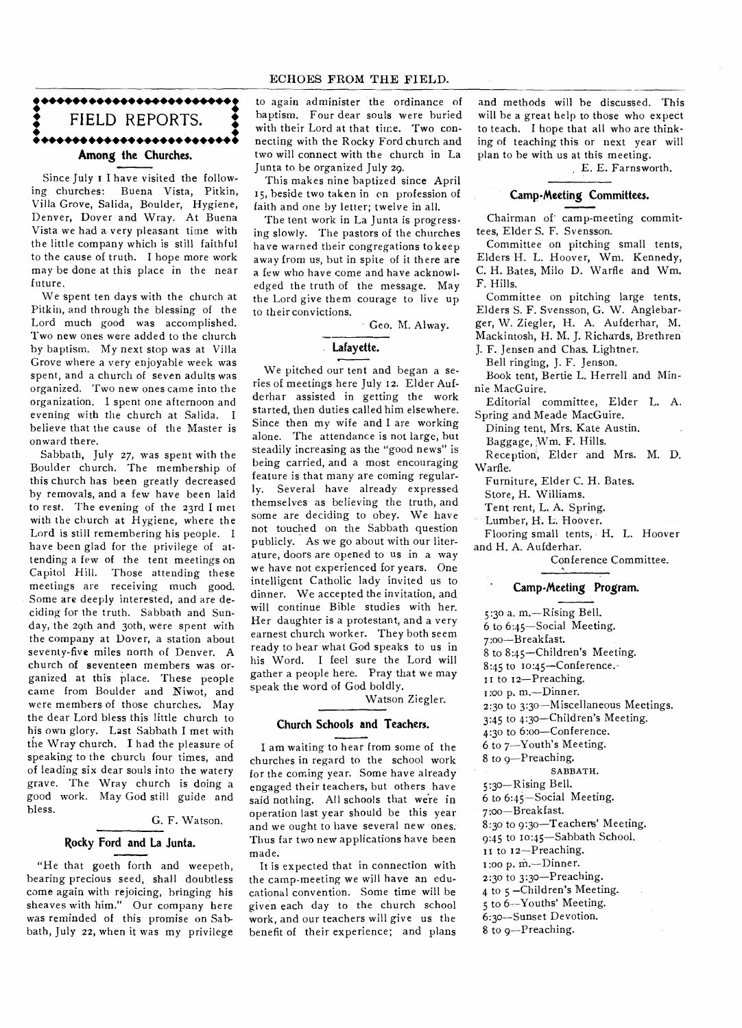# FIELD REPORTS.

## Among the Churches.

Since July 1 I have visited the following churches: Buena Vista, Pitkin, Villa Grove, Salida, Boulder, Hygiene, Denver, Dover and Wray. At Buena Vista we had a very pleasant time with the little company which is still faithful to the cause of truth. I hope more work may be done at this place in the near future.

We spent ten days with the church at Pitkin, and through the blessing of the Lord much good was accomplished. Two new ones were added to the church by baptism. My next stop was at Villa Grove where a very enjoyable week was spent, and a church of seven adults was organized. Two new ones came into the organization. I spent one afternoon and evening with the church at Salida. I believe that the cause of the Master is onward there.

Sabbath, July 27, was spent with the Boulder church. The membership of this church has been greatly decreased by removals, and a few have been laid to rest. The evening of the 23rd I met with the church at Hygiene, where the Lord is still remembering his people. I have been glad for the privilege of attending a few of the tent meetings on Capitol Hill. Those attending these meetings are receiving much good. Some are deeply interested, and are deciding for the truth. Sabbath and Sunday, the 29th and 30th, were spent with the company at Dover, a station about seventy-five miles north of Denver. A church of seventeen members was organized at this place. These people came from Boulder and Niwot, and were members of those churches. May the dear Lord bless this little church to his own glory. Last Sabbath I met with the Wray church. I had the pleasure of speaking to the church four times, and of leading six dear souls into the watery grave. The Wray church is doing a good work. May God still guide and bless.

G. F. Watson.

## Rocky Ford and La Junta.

"He that goeth forth and weepeth, bearing precious seed, shall doubtless come again with rejoicing, bringing his sheaves with him." Our company here was reminded of this promise on Sabbath, July 22, when it was my privilege to again administer the ordinance of baptism. Four dear souls were buried with their Lord at that time. Two connecting with the Rocky Ford church and two will connect with the church in La Junta to be organized July 29.

This makes nine baptized since April 15, beside two taken in on profession of faith and one by letter; twelve in all.

The tent work in La Junta is progressing slowly. The pastors of the churches have warned their congregations to keep away from us, but in spite of it there are a few who have come and have acknowledged the truth of the message. May the Lord give them courage to live up to their convictions.

Geo. M. Alway.

## Lafayette.

We pitched our tent and began a series of meetings here July 12. Elder Aufderhar assisted in getting the work started, then duties called him elsewhere. Since then my wife and I are working alone. The attendance is not large, but steadily increasing as the "good news" is being carried, and a most encouraging feature is that many are coming regularly. Several have already expressed themselves as believing the truth, and some are deciding to obey. We have not touched on the Sabbath question publicly. As we go about with our literature, doors are opened to us in a way we have not experienced for years. One intelligent Catholic lady invited us to dinner. We accepted the invitation, and will continue Bible studies with her. Her daughter is a protestant, and a very earnest church worker. They both seem ready to hear what God speaks to us in his Word. I feel sure the Lord will gather a people here. Pray that we may speak the word of God boldly.

Watson Ziegler.

## Church Schools and Teachers.

I am waiting to hear from some of the churches in regard to the school work for the coming year. Some have already engaged their teachers, but others have said nothing. All schools that were in operation last year should be this year and we ought to have several new ones. Thus far two new applications have been made.

It is expected that in connection with the camp-meeting we will have an educational convention. Some time will be given each day to the church school work, and our teachers will give us the benefit of their experience; and plans and methods will be discussed. This will be a great help to those who expect to teach. I hope that all who are thinking of teaching this or next year will plan to be with us at this meeting.

E. E. Farnsworth.

## Camp-Meeting Committees.

Chairman of camp-meeting committees, Elder S. F. Svensson.

Committee on pitching small tents, Elders H. L. Hoover, Wm. Kennedy, C. H. Bates, Milo D. Warfle and Wm. F. Hills.

Committee on pitching large tents, Elders S. F. Svensson, G. W. Anglebarger, W. Ziegler, H. A. Aufderhar, M. Mackintosh, H. M. J. Richards, Brethren J. F. Jensen and Chas. Lightner.

Bell ringing, J. F. Jenson.

Book tent, Bertie L. Herrell and Minnie MacGuire.

Editorial committee, Elder L. A. Spring and Meade MacGuire.

Dining tent, Mrs. Kate Austin.

Baggage, Wm. F. Hills.

Reception, Elder and Mrs. M. D. Warfle.

Furniture, Elder C. H. Bates.

Store, H. Williams.

Tent rent, L. A. Spring.

Lumber, H. L. Hoover.

Flooring small tents, H. L. Hoover and H. A. Aufderhar.

Conference Committee.

## Camp-Meeting Program.

5:30 a. m.—Rising Bell.
6 to 6:45—Social Meeting.
7:00—Breakfast.
8 to 8:45—Children's Meeting.
8:45 to 10:45—Conference.
11 to 12—Preaching.
1:00 p. m.—Dinner.
2:30 to 3:30—Miscellaneous Meetings.
3:45 to 4:30—Children's Meeting.
4:30 to 6:00—Conference.
6 to 7—Youth's Meeting.
8 to 9—Preaching.

SABBATH.

5:30—Rising Bell.
6 to 6:45—Social Meeting.
7:00—Breakfast.
8:30 to 9:30—Teachers' Meeting.
9:45 to 10:45—Sabbath School.
11 to 12—Preaching.
1:00 p. m.—Dinner.
2:30 to 3:30—Preaching.
4 to 5—Children's Meeting.
5 to 6—Youths' Meeting.
6:30—Sunset Devotion.
8 to 9—Preaching.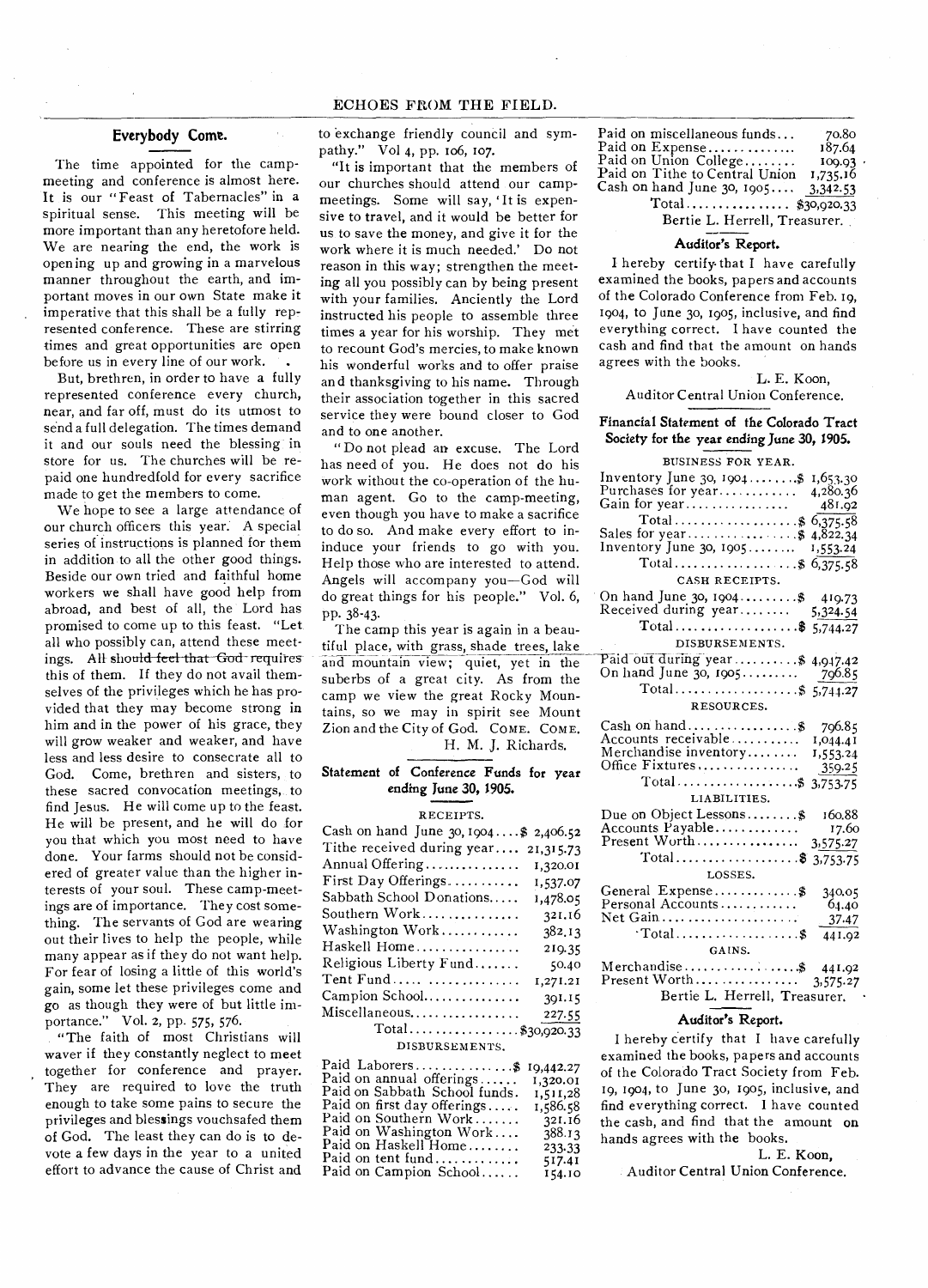## Everybody Come.

The time appointed for the camp-meeting and conference is almost here. It is our "Feast of Tabernacles" in a spiritual sense. This meeting will be more important than any heretofore held. We are nearing the end, the work is opening up and growing in a marvelous manner throughout the earth, and important moves in our own State make it imperative that this shall be a fully represented conference. These are stirring times and great opportunities are open before us in every line of our work.

But, brethren, in order to have a fully represented conference every church, near, and far off, must do its utmost to send a full delegation. The times demand it and our souls need the blessing in store for us. The churches will be repaid one hundredfold for every sacrifice made to get the members to come.

We hope to see a large attendance of our church officers this year. A special series of instructions is planned for them in addition to all the other good things. Beside our own tried and faithful home workers we shall have good help from abroad, and best of all, the Lord has promised to come up to this feast. "Let all who possibly can, attend these meetings. All should feel that God requires this of them. If they do not avail themselves of the privileges which he has provided that they may become strong in him and in the power of his grace, they will grow weaker and weaker, and have less and less desire to consecrate all to God. Come, brethren and sisters, to these sacred convocation meetings, to find Jesus. He will come up to the feast. He will be present, and he will do for you that which you most need to have done. Your farms should not be considered of greater value than the higher interests of your soul. These camp-meetings are of importance. They cost something. The servants of God are wearing out their lives to help the people, while many appear as if they do not want help. For fear of losing a little of this world's gain, some let these privileges come and go as though they were of but little importance." Vol. 2, pp. 575, 576.

"The faith of most Christians will waver if they constantly neglect to meet together for conference and prayer. They are required to love the truth enough to take some pains to secure the privileges and blessings vouchsafed them of God. The least they can do is to devote a few days in the year to a united effort to advance the cause of Christ and to exchange friendly council and sympathy." Vol 4, pp. 106, 107.

"It is important that the members of our churches should attend our camp-meetings. Some will say, 'It is expensive to travel, and it would be better for us to save the money, and give it for the work where it is much needed.' Do not reason in this way; strengthen the meeting all you possibly can by being present with your families. Anciently the Lord instructed his people to assemble three times a year for his worship. They met to recount God's mercies, to make known his wonderful works and to offer praise and thanksgiving to his name. Through their association together in this sacred service they were bound closer to God and to one another.

"Do not plead an excuse. The Lord has need of you. He does not do his work without the co-operation of the human agent. Go to the camp-meeting, even though you have to make a sacrifice to do so. And make every effort to induce your friends to go with you. Help those who are interested to attend. Angels will accompany you—God will do great things for his people." Vol. 6, pp. 38-43.

The camp this year is again in a beautiful place, with grass, shade trees, lake and mountain view; quiet, yet in the suberbs of a great city. As from the camp we view the great Rocky Mountains, so we may in spirit see Mount Zion and the City of God. COME. COME.

H. M. J. Richards.

## Statement of Conference Funds for year ending June 30, 1905.

RECEIPTS.

| | |
|---|---|
| Cash on hand June 30, 1904 | $ 2,406.52 |
| Tithe received during year | 21,315.73 |
| Annual Offering | 1,320.01 |
| First Day Offerings | 1,537.07 |
| Sabbath School Donations | 1,478.05 |
| Southern Work | 321.16 |
| Washington Work | 382.13 |
| Haskell Home | 219.35 |
| Religious Liberty Fund | 50.40 |
| Tent Fund | 1,271.21 |
| Campion School | 391.15 |
| Miscellaneous | 227.55 |
| Total | $30,920.33 |

DISBURSEMENTS.

| | |
|---|---|
| Paid Laborers | $ 19,442.27 |
| Paid on annual offerings | 1,320.01 |
| Paid on Sabbath School funds | 1,511.28 |
| Paid on first day offerings | 1,586.58 |
| Paid on Southern Work | 321.16 |
| Paid on Washington Work | 388.13 |
| Paid on Haskell Home | 233.33 |
| Paid on tent fund | 517.41 |
| Paid on Campion School | 154.10 |
| Paid on miscellaneous funds | 70.80 |
| Paid on Expense | 187.64 |
| Paid on Union College | 109.93 |
| Paid on Tithe to Central Union | 1,735.16 |
| Cash on hand June 30, 1905 | 3,342.53 |
| Total | $30,920.33 |

Bertie L. Herrell, Treasurer.

### Auditor's Report.

I hereby certify that I have carefully examined the books, papers and accounts of the Colorado Conference from Feb. 19, 1904, to June 30, 1905, inclusive, and find everything correct. I have counted the cash and find that the amount on hands agrees with the books.

L. E. Koon,
Auditor Central Union Conference.

## Financial Statement of the Colorado Tract Society for the year ending June 30, 1905.

BUSINESS FOR YEAR.

| | |
|---|---|
| Inventory June 30, 1904 | $ 1,653.30 |
| Purchases for year | 4,280.36 |
| Gain for year | 481.92 |
| Total | $ 6,375.58 |
| Sales for year | $ 4,822.34 |
| Inventory June 30, 1905 | 1,553.24 |
| Total | $ 6,375.58 |

CASH RECEIPTS.

| | |
|---|---|
| On hand June 30, 1904 | $ 419.73 |
| Received during year | 5,324.54 |
| Total | $ 5,744.27 |

DISBURSEMENTS.

| | |
|---|---|
| Paid out during year | $ 4,947.42 |
| On hand June 30, 1905 | 796.85 |
| Total | $ 5,744.27 |

RESOURCES.

| | |
|---|---|
| Cash on hand | $ 796.85 |
| Accounts receivable | 1,044.41 |
| Merchandise inventory | 1,553.24 |
| Office Fixtures | 359.25 |
| Total | $ 3,753.75 |

LIABILITIES.

| | |
|---|---|
| Due on Object Lessons | $ 160.88 |
| Accounts Payable | 17.60 |
| Present Worth | 3,575.27 |
| Total | $ 3,753.75 |

LOSSES.

| | |
|---|---|
| General Expense | $ 340.05 |
| Personal Accounts | 64.40 |
| Net Gain | 37.47 |
| Total | $ 441.92 |

GAINS.

| | |
|---|---|
| Merchandise | $ 441.92 |
| Present Worth | 3,575.27 |

Bertie L. Herrell, Treasurer.

### Auditor's Report.

I hereby certify that I have carefully examined the books, papers and accounts of the Colorado Tract Society from Feb. 19, 1904, to June 30, 1905, inclusive, and find everything correct. I have counted the cash, and find that the amount on hands agrees with the books.

L. E. Koon,
Auditor Central Union Conference.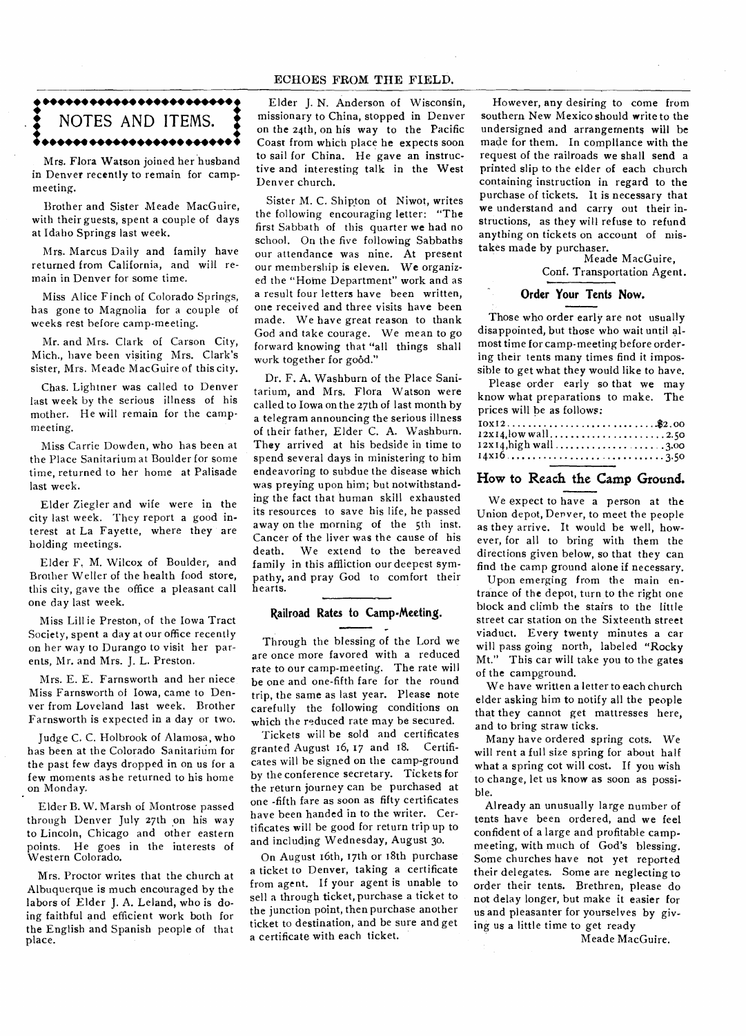## NOTES AND ITEMS.

Mrs. Flora Watson joined her husband in Denver recently to remain for camp-meeting.

Brother and Sister Meade MacGuire, with their guests, spent a couple of days at Idaho Springs last week.

Mrs. Marcus Daily and family have returned from California, and will remain in Denver for some time.

Miss Alice Finch of Colorado Springs, has gone to Magnolia for a couple of weeks rest before camp-meeting.

Mr. and Mrs. Clark of Carson City, Mich., have been visiting Mrs. Clark's sister, Mrs. Meade MacGuire of this city.

Chas. Lightner was called to Denver last week by the serious illness of his mother. He will remain for the camp-meeting.

Miss Carrie Dowden, who has been at the Place Sanitarium at Boulder for some time, returned to her home at Palisade last week.

Elder Ziegler and wife were in the city last week. They report a good interest at La Fayette, where they are holding meetings.

Elder F. M. Wilcox of Boulder, and Brother Weller of the health food store, this city, gave the office a pleasant call one day last week.

Miss Lillie Preston, of the Iowa Tract Society, spent a day at our office recently on her way to Durango to visit her parents, Mr. and Mrs. J. L. Preston.

Mrs. E. E. Farnsworth and her niece Miss Farnsworth of Iowa, came to Denver from Loveland last week. Brother Farnsworth is expected in a day or two.

Judge C. C. Holbrook of Alamosa, who has been at the Colorado Sanitarium for the past few days dropped in on us for a few moments as he returned to his home on Monday.

Elder B. W. Marsh of Montrose passed through Denver July 27th on his way to Lincoln, Chicago and other eastern points. He goes in the interests of Western Colorado.

Mrs. Proctor writes that the church at Albuquerque is much encouraged by the labors of Elder J. A. Leland, who is doing faithful and efficient work both for the English and Spanish people of that place.

Elder J. N. Anderson of Wisconsin, missionary to China, stopped in Denver on the 24th, on his way to the Pacific Coast from which place he expects soon to sail for China. He gave an instructive and interesting talk in the West Denver church.

Sister M. C. Shipton of Niwot, writes the following encouraging letter: "The first Sabbath of this quarter we had no school. On the five following Sabbaths our attendance was nine. At present our membership is eleven. We organized the "Home Department" work and as a result four letters have been written, one received and three visits have been made. We have great reason to thank God and take courage. We mean to go forward knowing that "all things shall work together for good."

Dr. F. A. Washburn of the Place Sanitarium, and Mrs. Flora Watson were called to Iowa on the 27th of last month by a telegram announcing the serious illness of their father, Elder C. A. Washburn. They arrived at his bedside in time to spend several days in ministering to him endeavoring to subdue the disease which was preying upon him; but notwithstanding the fact that human skill exhausted its resources to save his life, he passed away on the morning of the 5th inst. Cancer of the liver was the cause of his death. We extend to the bereaved family in this affliction our deepest sympathy, and pray God to comfort their hearts.

### Railroad Rates to Camp-Meeting.

Through the blessing of the Lord we are once more favored with a reduced rate to our camp-meeting. The rate will be one and one-fifth fare for the round trip, the same as last year. Please note carefully the following conditions on which the reduced rate may be secured.

Tickets will be sold and certificates granted August 16, 17 and 18. Certificates will be signed on the camp-ground by the conference secretary. Tickets for the return journey can be purchased at one-fifth fare as soon as fifty certificates have been handed in to the writer. Certificates will be good for return trip up to and including Wednesday, August 30.

On August 16th, 17th or 18th purchase a ticket to Denver, taking a certificate from agent. If your agent is unable to sell a through ticket, purchase a ticket to the junction point, then purchase another ticket to destination, and be sure and get a certificate with each ticket.

However, any desiring to come from southern New Mexico should write to the undersigned and arrangements will be made for them. In compliance with the request of the railroads we shall send a printed slip to the elder of each church containing instruction in regard to the purchase of tickets. It is necessary that we understand and carry out their instructions, as they will refuse to refund anything on tickets on account of mistakes made by purchaser.

Meade MacGuire,
Conf. Transportation Agent.

### Order Your Tents Now.

Those who order early are not usually disappointed, but those who wait until almost time for camp-meeting before ordering their tents many times find it impossible to get what they would like to have.

Please order early so that we may know what preparations to make. The prices will be as follows:

| | |
|---|---|
| 10x12 | $2.00 |
| 12x14, low wall | 2.50 |
| 12x14, high wall | 3.00 |
| 14x16 | 3.50 |

### How to Reach the Camp Ground.

We expect to have a person at the Union depot, Denver, to meet the people as they arrive. It would be well, however, for all to bring with them the directions given below, so that they can find the camp ground alone if necessary.

Upon emerging from the main entrance of the depot, turn to the right one block and climb the stairs to the little street car station on the Sixteenth street viaduct. Every twenty minutes a car will pass going north, labeled "Rocky Mt." This car will take you to the gates of the campground.

We have written a letter to each church elder asking him to notify all the people that they cannot get mattresses here, and to bring straw ticks.

Many have ordered spring cots. We will rent a full size spring for about half what a spring cot will cost. If you wish to change, let us know as soon as possible.

Already an unusually large number of tents have been ordered, and we feel confident of a large and profitable camp-meeting, with much of God's blessing. Some churches have not yet reported their delegates. Some are neglecting to order their tents. Brethren, please do not delay longer, but make it easier for us and pleasanter for yourselves by giving us a little time to get ready

Meade MacGuire.